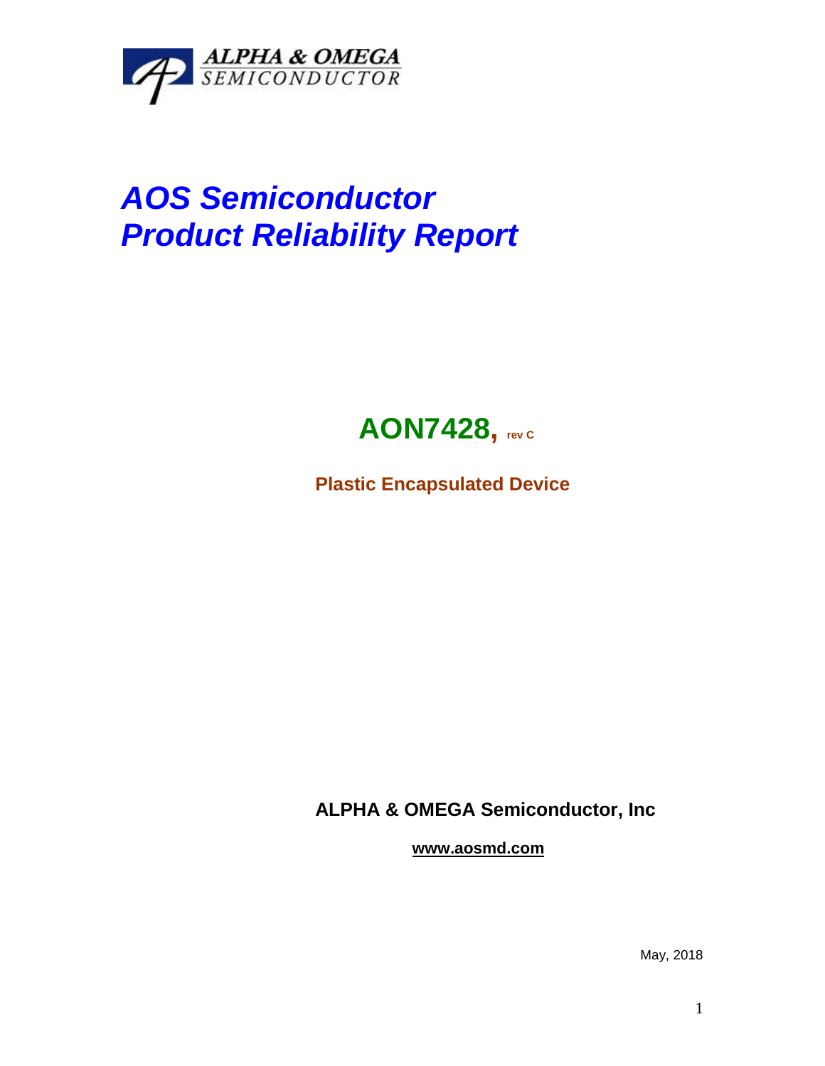ALPHA & OMEGA
SEMICONDUCTOR

# *AOS Semiconductor*
# *Product Reliability Report*

## AON7428, rev C

**Plastic Encapsulated Device**

**ALPHA & OMEGA Semiconductor, Inc**

**www.aosmd.com**

May, 2018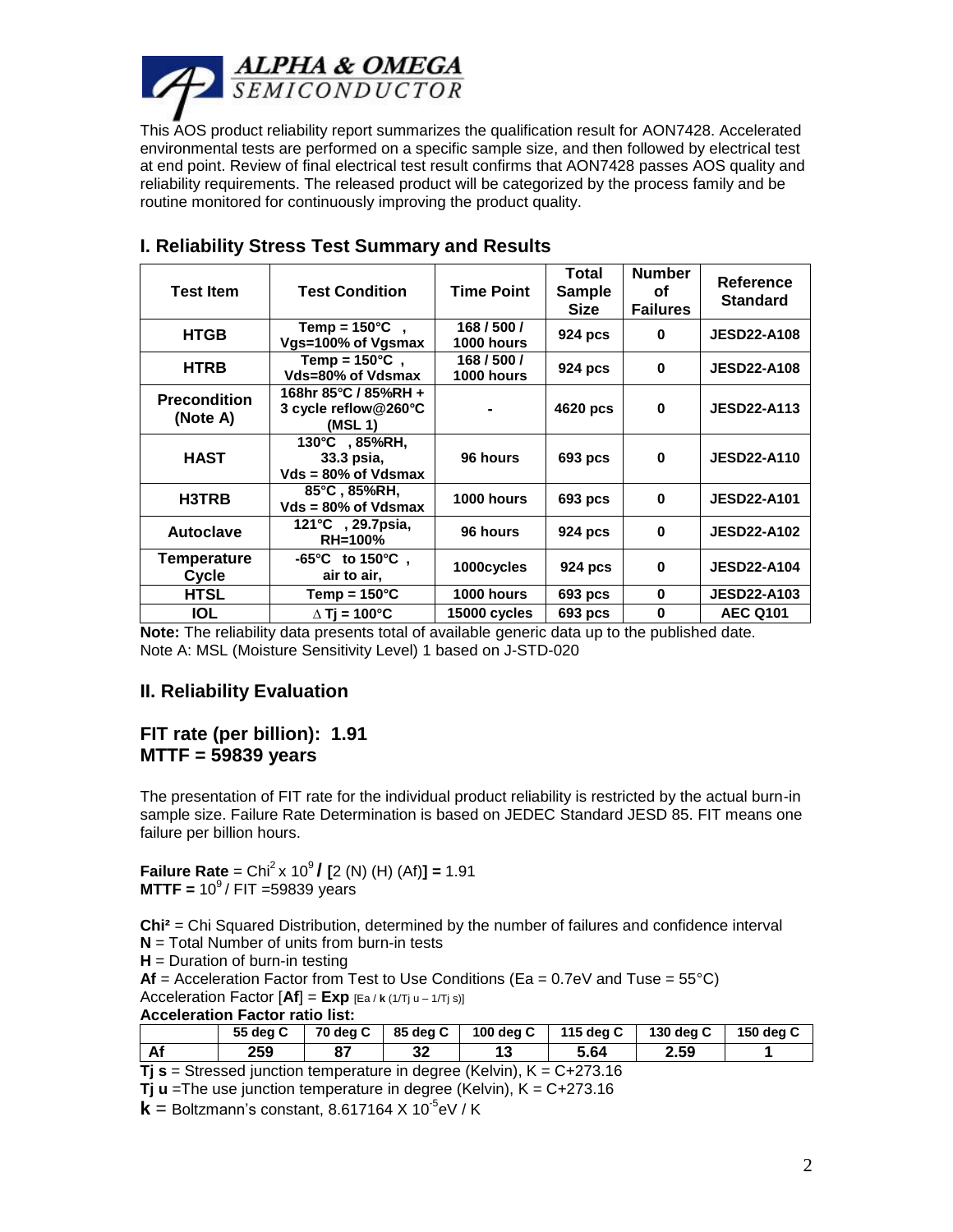This AOS product reliability report summarizes the qualification result for AON7428. Accelerated environmental tests are performed on a specific sample size, and then followed by electrical test at end point. Review of final electrical test result confirms that AON7428 passes AOS quality and reliability requirements. The released product will be categorized by the process family and be routine monitored for continuously improving the product quality.

## I. Reliability Stress Test Summary and Results

| Test Item | Test Condition | Time Point | Total Sample Size | Number of Failures | Reference Standard |
|---|---|---|---|---|---|
| HTGB | Temp = 150°C , Vgs=100% of Vgsmax | 168 / 500 / 1000 hours | 924 pcs | 0 | JESD22-A108 |
| HTRB | Temp = 150°C , Vds=80% of Vdsmax | 168 / 500 / 1000 hours | 924 pcs | 0 | JESD22-A108 |
| Precondition (Note A) | 168hr 85°C / 85%RH + 3 cycle reflow@260°C (MSL 1) | - | 4620 pcs | 0 | JESD22-A113 |
| HAST | 130°C , 85%RH, 33.3 psia, Vds = 80% of Vdsmax | 96 hours | 693 pcs | 0 | JESD22-A110 |
| H3TRB | 85°C , 85%RH, Vds = 80% of Vdsmax | 1000 hours | 693 pcs | 0 | JESD22-A101 |
| Autoclave | 121°C , 29.7psia, RH=100% | 96 hours | 924 pcs | 0 | JESD22-A102 |
| Temperature Cycle | -65°C to 150°C , air to air, | 1000cycles | 924 pcs | 0 | JESD22-A104 |
| HTSL | Temp = 150°C | 1000 hours | 693 pcs | 0 | JESD22-A103 |
| IOL | $\Delta$ Tj = 100°C | 15000 cycles | 693 pcs | 0 | AEC Q101 |

**Note:** The reliability data presents total of available generic data up to the published date.
Note A: MSL (Moisture Sensitivity Level) 1 based on J-STD-020

## II. Reliability Evaluation

### FIT rate (per billion): 1.91
### MTTF = 59839 years

The presentation of FIT rate for the individual product reliability is restricted by the actual burn-in sample size. Failure Rate Determination is based on JEDEC Standard JESD 85. FIT means one failure per billion hours.

**Failure Rate** = $Chi^2 \times 10^9$ **/ [**2 (N) (H) (Af)**] =** 1.91
**MTTF =** $10^9$ / FIT =59839 years

**Chi²** = Chi Squared Distribution, determined by the number of failures and confidence interval
**N** = Total Number of units from burn-in tests
**H** = Duration of burn-in testing
**Af** = Acceleration Factor from Test to Use Conditions (Ea = 0.7eV and Tuse = 55°C)
Acceleration Factor [**Af**] = **Exp** [Ea / **k** (1/Tj u – 1/Tj s)]

**Acceleration Factor ratio list:**

| | 55 deg C | 70 deg C | 85 deg C | 100 deg C | 115 deg C | 130 deg C | 150 deg C |
|---|---|---|---|---|---|---|---|
| Af | 259 | 87 | 32 | 13 | 5.64 | 2.59 | 1 |

**Tj s** = Stressed junction temperature in degree (Kelvin), K = C+273.16
**Tj u** =The use junction temperature in degree (Kelvin), K = C+273.16
**k** = Boltzmann's constant, 8.617164 X $10^{-5}$eV / K